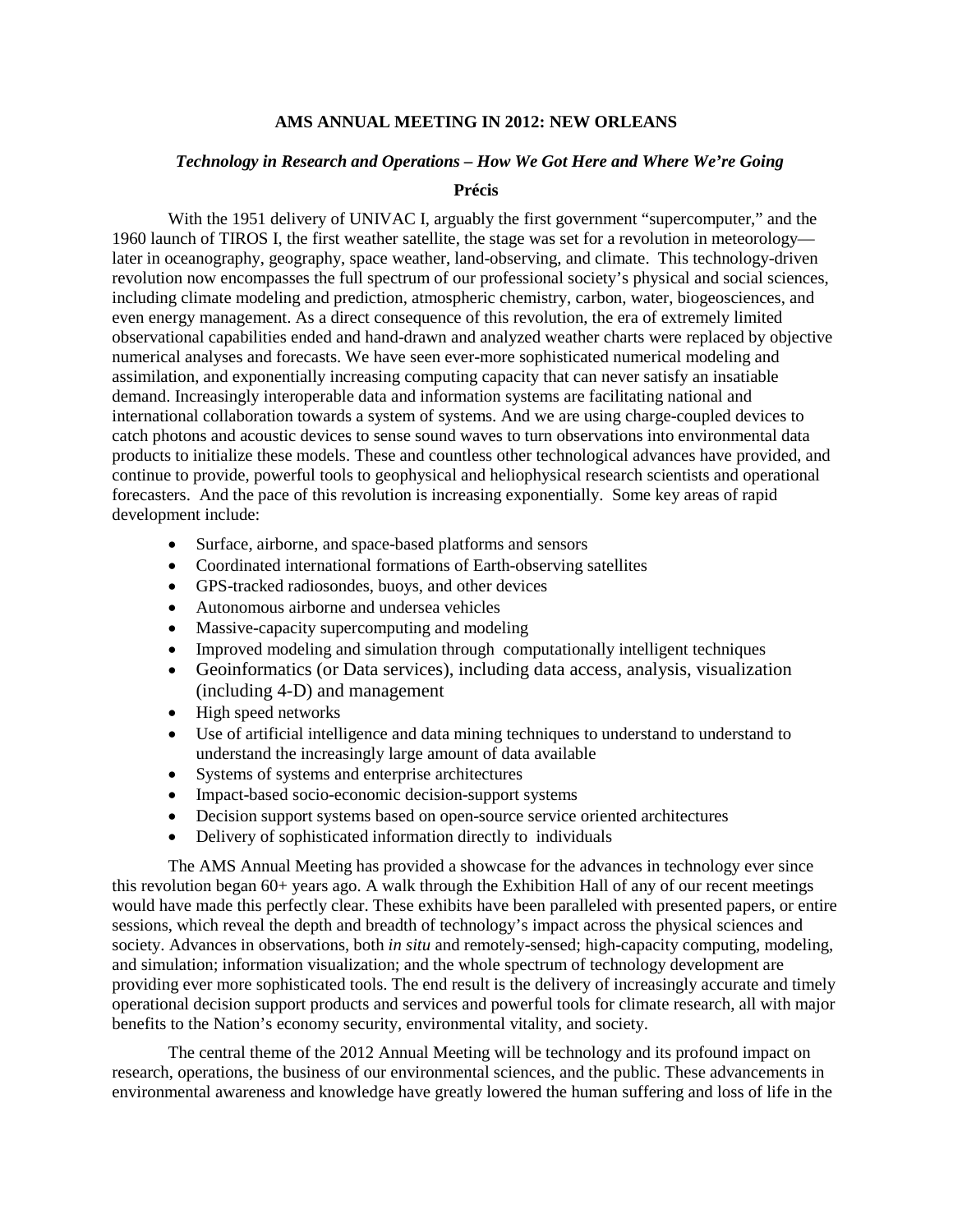**AMS ANNUAL MEETING IN 2012: NEW ORLEANS**

***Technology in Research and Operations – How We Got Here and Where We're Going***

**Précis**

With the 1951 delivery of UNIVAC I, arguably the first government "supercomputer," and the 1960 launch of TIROS I, the first weather satellite, the stage was set for a revolution in meteorology—later in oceanography, geography, space weather, land-observing, and climate. This technology-driven revolution now encompasses the full spectrum of our professional society's physical and social sciences, including climate modeling and prediction, atmospheric chemistry, carbon, water, biogeosciences, and even energy management. As a direct consequence of this revolution, the era of extremely limited observational capabilities ended and hand-drawn and analyzed weather charts were replaced by objective numerical analyses and forecasts. We have seen ever-more sophisticated numerical modeling and assimilation, and exponentially increasing computing capacity that can never satisfy an insatiable demand. Increasingly interoperable data and information systems are facilitating national and international collaboration towards a system of systems. And we are using charge-coupled devices to catch photons and acoustic devices to sense sound waves to turn observations into environmental data products to initialize these models. These and countless other technological advances have provided, and continue to provide, powerful tools to geophysical and heliophysical research scientists and operational forecasters. And the pace of this revolution is increasing exponentially. Some key areas of rapid development include:

- Surface, airborne, and space-based platforms and sensors
- Coordinated international formations of Earth-observing satellites
- GPS-tracked radiosondes, buoys, and other devices
- Autonomous airborne and undersea vehicles
- Massive-capacity supercomputing and modeling
- Improved modeling and simulation through computationally intelligent techniques
- Geoinformatics (or Data services), including data access, analysis, visualization (including 4-D) and management
- High speed networks
- Use of artificial intelligence and data mining techniques to understand to understand to understand the increasingly large amount of data available
- Systems of systems and enterprise architectures
- Impact-based socio-economic decision-support systems
- Decision support systems based on open-source service oriented architectures
- Delivery of sophisticated information directly to individuals

The AMS Annual Meeting has provided a showcase for the advances in technology ever since this revolution began 60+ years ago. A walk through the Exhibition Hall of any of our recent meetings would have made this perfectly clear. These exhibits have been paralleled with presented papers, or entire sessions, which reveal the depth and breadth of technology's impact across the physical sciences and society. Advances in observations, both *in situ* and remotely-sensed; high-capacity computing, modeling, and simulation; information visualization; and the whole spectrum of technology development are providing ever more sophisticated tools. The end result is the delivery of increasingly accurate and timely operational decision support products and services and powerful tools for climate research, all with major benefits to the Nation's economy security, environmental vitality, and society.

The central theme of the 2012 Annual Meeting will be technology and its profound impact on research, operations, the business of our environmental sciences, and the public. These advancements in environmental awareness and knowledge have greatly lowered the human suffering and loss of life in the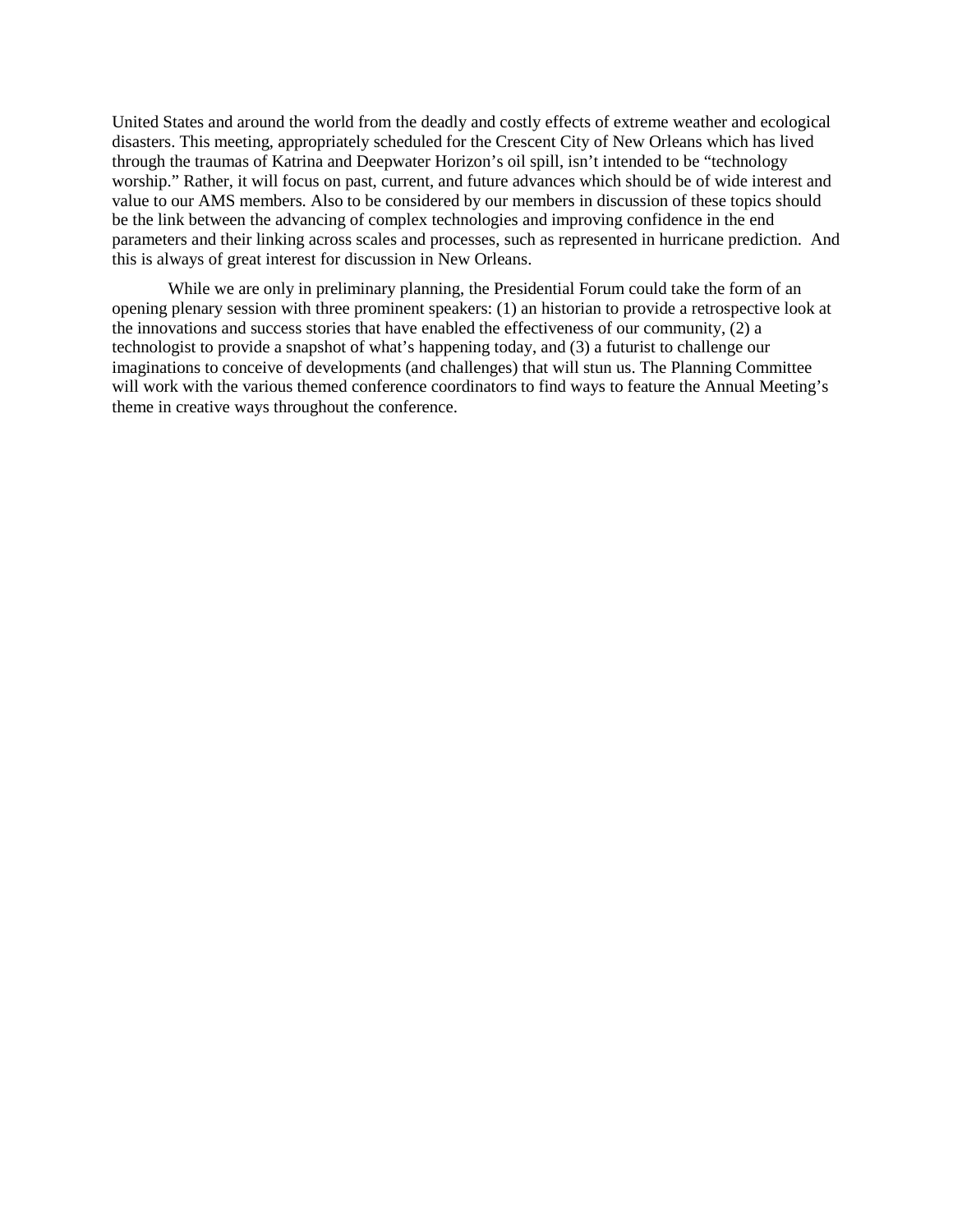United States and around the world from the deadly and costly effects of extreme weather and ecological disasters. This meeting, appropriately scheduled for the Crescent City of New Orleans which has lived through the traumas of Katrina and Deepwater Horizon's oil spill, isn't intended to be "technology worship." Rather, it will focus on past, current, and future advances which should be of wide interest and value to our AMS members. Also to be considered by our members in discussion of these topics should be the link between the advancing of complex technologies and improving confidence in the end parameters and their linking across scales and processes, such as represented in hurricane prediction. And this is always of great interest for discussion in New Orleans.

While we are only in preliminary planning, the Presidential Forum could take the form of an opening plenary session with three prominent speakers: (1) an historian to provide a retrospective look at the innovations and success stories that have enabled the effectiveness of our community, (2) a technologist to provide a snapshot of what's happening today, and (3) a futurist to challenge our imaginations to conceive of developments (and challenges) that will stun us. The Planning Committee will work with the various themed conference coordinators to find ways to feature the Annual Meeting's theme in creative ways throughout the conference.